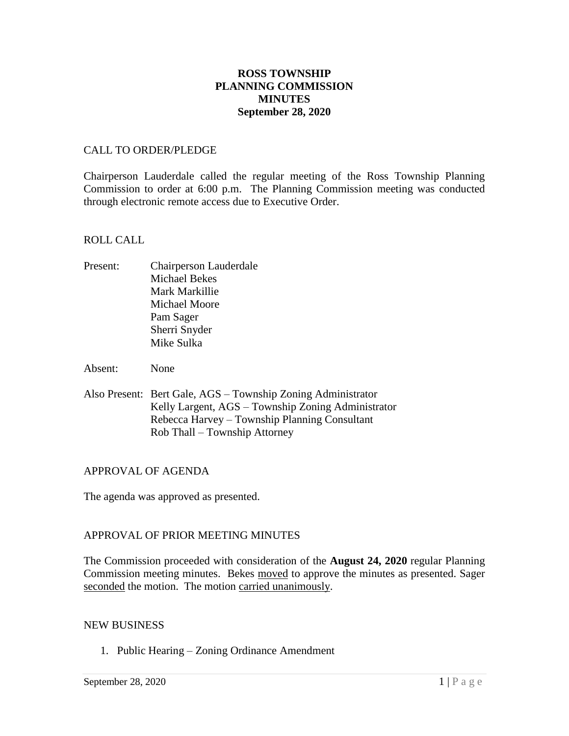**ROSS TOWNSHIP**
**PLANNING COMMISSION**
**MINUTES**
**September 28, 2020**

CALL TO ORDER/PLEDGE

Chairperson Lauderdale called the regular meeting of the Ross Township Planning Commission to order at 6:00 p.m. The Planning Commission meeting was conducted through electronic remote access due to Executive Order.

ROLL CALL

Present: Chairperson Lauderdale
Michael Bekes
Mark Markillie
Michael Moore
Pam Sager
Sherri Snyder
Mike Sulka

Absent: None

Also Present: Bert Gale, AGS – Township Zoning Administrator
Kelly Largent, AGS – Township Zoning Administrator
Rebecca Harvey – Township Planning Consultant
Rob Thall – Township Attorney

APPROVAL OF AGENDA

The agenda was approved as presented.

APPROVAL OF PRIOR MEETING MINUTES

The Commission proceeded with consideration of the **August 24, 2020** regular Planning Commission meeting minutes. Bekes moved to approve the minutes as presented. Sager seconded the motion. The motion carried unanimously.

NEW BUSINESS

1. Public Hearing – Zoning Ordinance Amendment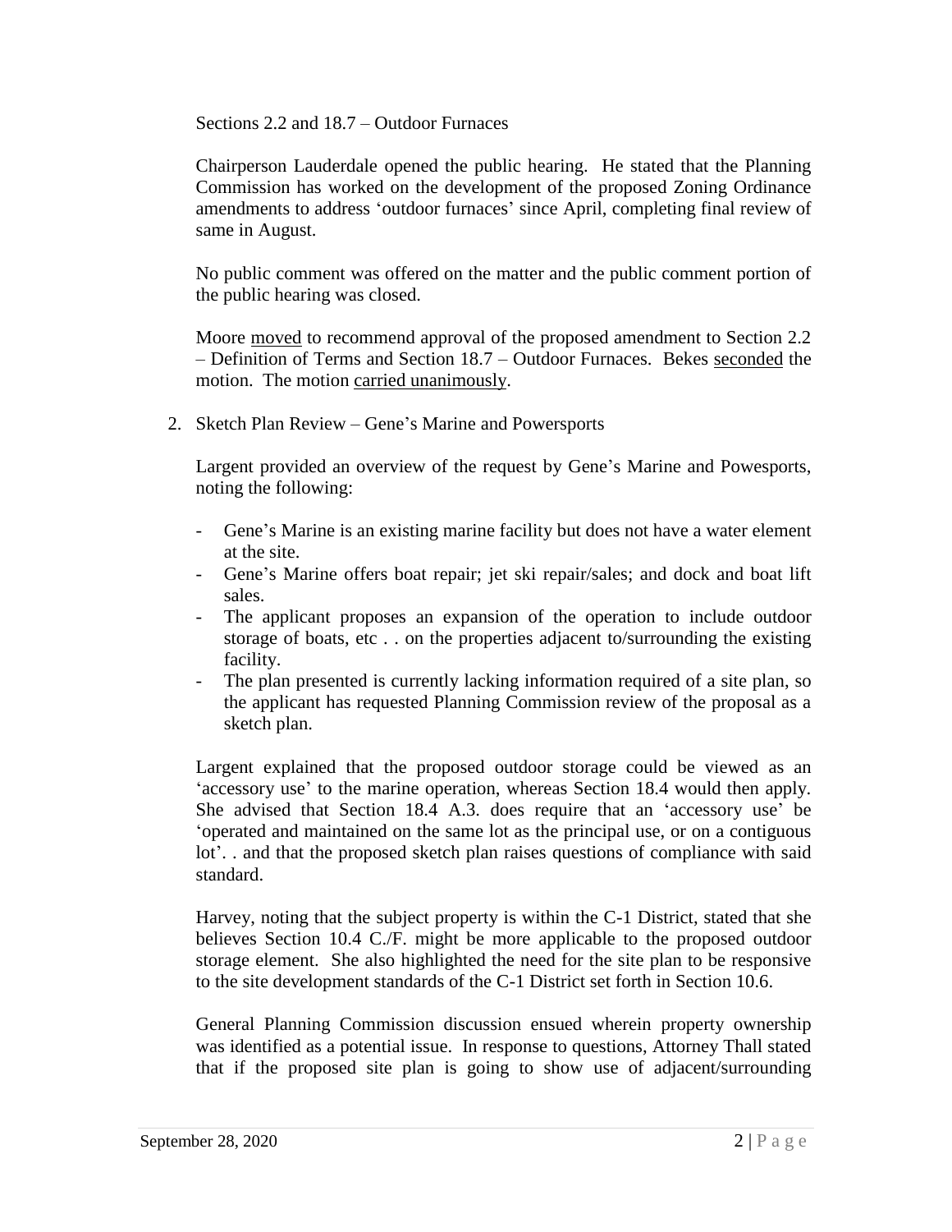Sections 2.2 and 18.7 – Outdoor Furnaces

Chairperson Lauderdale opened the public hearing. He stated that the Planning Commission has worked on the development of the proposed Zoning Ordinance amendments to address 'outdoor furnaces' since April, completing final review of same in August.

No public comment was offered on the matter and the public comment portion of the public hearing was closed.

Moore moved to recommend approval of the proposed amendment to Section 2.2 – Definition of Terms and Section 18.7 – Outdoor Furnaces. Bekes seconded the motion. The motion carried unanimously.

2. Sketch Plan Review – Gene's Marine and Powersports

   Largent provided an overview of the request by Gene's Marine and Powesports, noting the following:

   - Gene's Marine is an existing marine facility but does not have a water element at the site.
   - Gene's Marine offers boat repair; jet ski repair/sales; and dock and boat lift sales.
   - The applicant proposes an expansion of the operation to include outdoor storage of boats, etc . . on the properties adjacent to/surrounding the existing facility.
   - The plan presented is currently lacking information required of a site plan, so the applicant has requested Planning Commission review of the proposal as a sketch plan.

   Largent explained that the proposed outdoor storage could be viewed as an 'accessory use' to the marine operation, whereas Section 18.4 would then apply. She advised that Section 18.4 A.3. does require that an 'accessory use' be 'operated and maintained on the same lot as the principal use, or on a contiguous lot'. . and that the proposed sketch plan raises questions of compliance with said standard.

   Harvey, noting that the subject property is within the C-1 District, stated that she believes Section 10.4 C./F. might be more applicable to the proposed outdoor storage element. She also highlighted the need for the site plan to be responsive to the site development standards of the C-1 District set forth in Section 10.6.

   General Planning Commission discussion ensued wherein property ownership was identified as a potential issue. In response to questions, Attorney Thall stated that if the proposed site plan is going to show use of adjacent/surrounding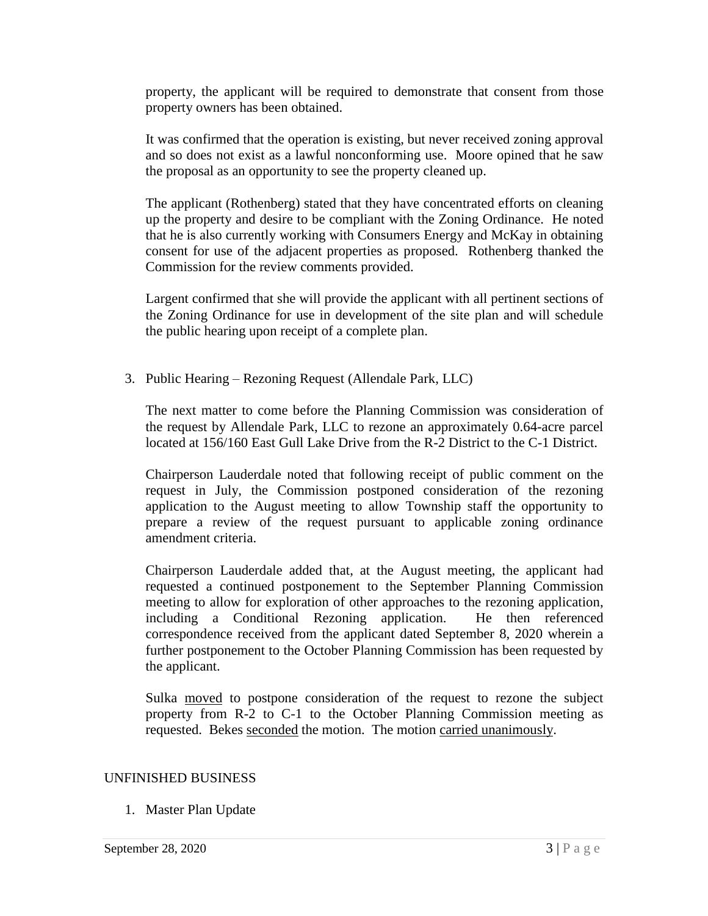property, the applicant will be required to demonstrate that consent from those property owners has been obtained.

It was confirmed that the operation is existing, but never received zoning approval and so does not exist as a lawful nonconforming use. Moore opined that he saw the proposal as an opportunity to see the property cleaned up.

The applicant (Rothenberg) stated that they have concentrated efforts on cleaning up the property and desire to be compliant with the Zoning Ordinance. He noted that he is also currently working with Consumers Energy and McKay in obtaining consent for use of the adjacent properties as proposed. Rothenberg thanked the Commission for the review comments provided.

Largent confirmed that she will provide the applicant with all pertinent sections of the Zoning Ordinance for use in development of the site plan and will schedule the public hearing upon receipt of a complete plan.

3. Public Hearing – Rezoning Request (Allendale Park, LLC)

   The next matter to come before the Planning Commission was consideration of the request by Allendale Park, LLC to rezone an approximately 0.64-acre parcel located at 156/160 East Gull Lake Drive from the R-2 District to the C-1 District.

   Chairperson Lauderdale noted that following receipt of public comment on the request in July, the Commission postponed consideration of the rezoning application to the August meeting to allow Township staff the opportunity to prepare a review of the request pursuant to applicable zoning ordinance amendment criteria.

   Chairperson Lauderdale added that, at the August meeting, the applicant had requested a continued postponement to the September Planning Commission meeting to allow for exploration of other approaches to the rezoning application, including a Conditional Rezoning application. He then referenced correspondence received from the applicant dated September 8, 2020 wherein a further postponement to the October Planning Commission has been requested by the applicant.

   Sulka moved to postpone consideration of the request to rezone the subject property from R-2 to C-1 to the October Planning Commission meeting as requested. Bekes seconded the motion. The motion carried unanimously.

## UNFINISHED BUSINESS

1. Master Plan Update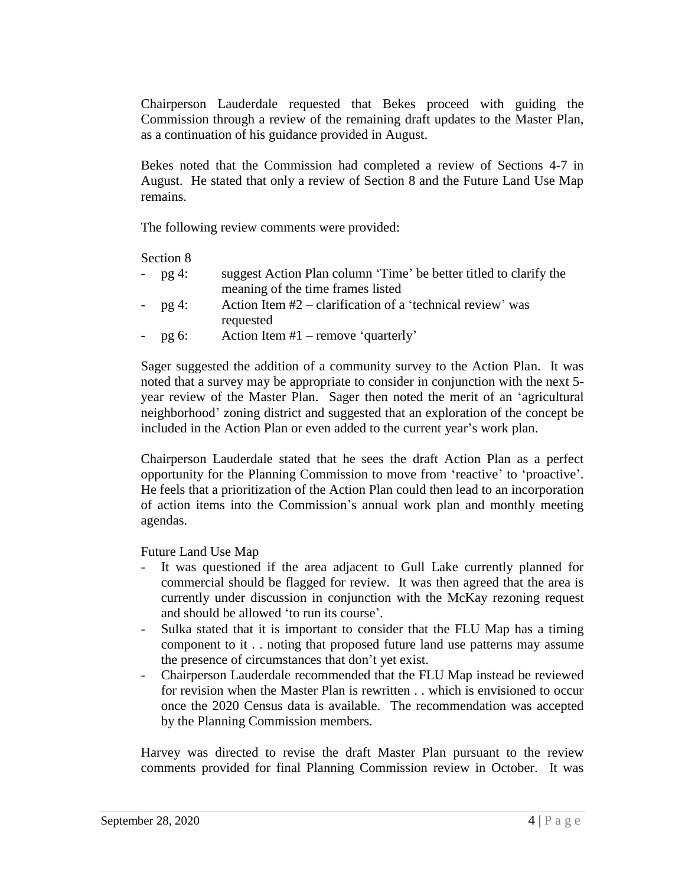Chairperson Lauderdale requested that Bekes proceed with guiding the Commission through a review of the remaining draft updates to the Master Plan, as a continuation of his guidance provided in August.

Bekes noted that the Commission had completed a review of Sections 4-7 in August. He stated that only a review of Section 8 and the Future Land Use Map remains.

The following review comments were provided:

Section 8

- pg 4: suggest Action Plan column 'Time' be better titled to clarify the meaning of the time frames listed
- pg 4: Action Item #2 – clarification of a 'technical review' was requested
- pg 6: Action Item #1 – remove 'quarterly'

Sager suggested the addition of a community survey to the Action Plan. It was noted that a survey may be appropriate to consider in conjunction with the next 5-year review of the Master Plan. Sager then noted the merit of an 'agricultural neighborhood' zoning district and suggested that an exploration of the concept be included in the Action Plan or even added to the current year's work plan.

Chairperson Lauderdale stated that he sees the draft Action Plan as a perfect opportunity for the Planning Commission to move from 'reactive' to 'proactive'. He feels that a prioritization of the Action Plan could then lead to an incorporation of action items into the Commission's annual work plan and monthly meeting agendas.

Future Land Use Map

- It was questioned if the area adjacent to Gull Lake currently planned for commercial should be flagged for review. It was then agreed that the area is currently under discussion in conjunction with the McKay rezoning request and should be allowed 'to run its course'.
- Sulka stated that it is important to consider that the FLU Map has a timing component to it . . noting that proposed future land use patterns may assume the presence of circumstances that don't yet exist.
- Chairperson Lauderdale recommended that the FLU Map instead be reviewed for revision when the Master Plan is rewritten . . which is envisioned to occur once the 2020 Census data is available. The recommendation was accepted by the Planning Commission members.

Harvey was directed to revise the draft Master Plan pursuant to the review comments provided for final Planning Commission review in October. It was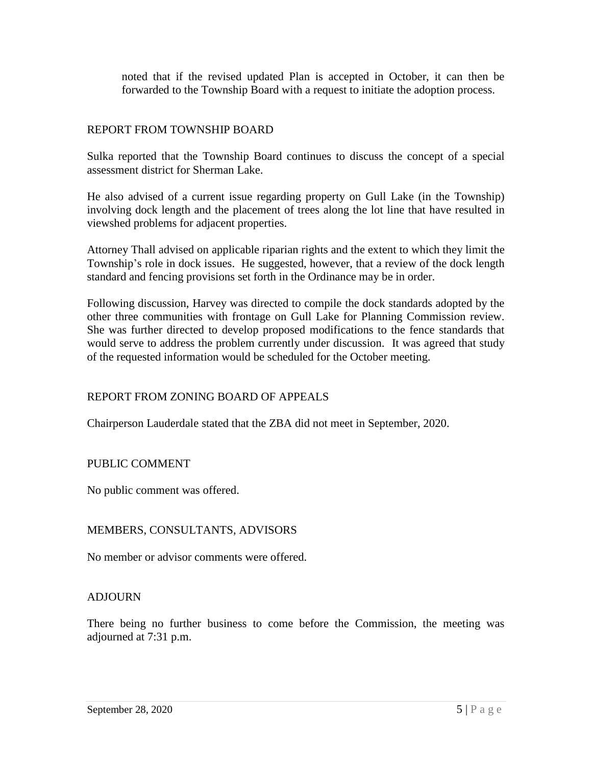noted that if the revised updated Plan is accepted in October, it can then be forwarded to the Township Board with a request to initiate the adoption process.

## REPORT FROM TOWNSHIP BOARD

Sulka reported that the Township Board continues to discuss the concept of a special assessment district for Sherman Lake.

He also advised of a current issue regarding property on Gull Lake (in the Township) involving dock length and the placement of trees along the lot line that have resulted in viewshed problems for adjacent properties.

Attorney Thall advised on applicable riparian rights and the extent to which they limit the Township's role in dock issues. He suggested, however, that a review of the dock length standard and fencing provisions set forth in the Ordinance may be in order.

Following discussion, Harvey was directed to compile the dock standards adopted by the other three communities with frontage on Gull Lake for Planning Commission review. She was further directed to develop proposed modifications to the fence standards that would serve to address the problem currently under discussion. It was agreed that study of the requested information would be scheduled for the October meeting.

## REPORT FROM ZONING BOARD OF APPEALS

Chairperson Lauderdale stated that the ZBA did not meet in September, 2020.

## PUBLIC COMMENT

No public comment was offered.

## MEMBERS, CONSULTANTS, ADVISORS

No member or advisor comments were offered.

## ADJOURN

There being no further business to come before the Commission, the meeting was adjourned at 7:31 p.m.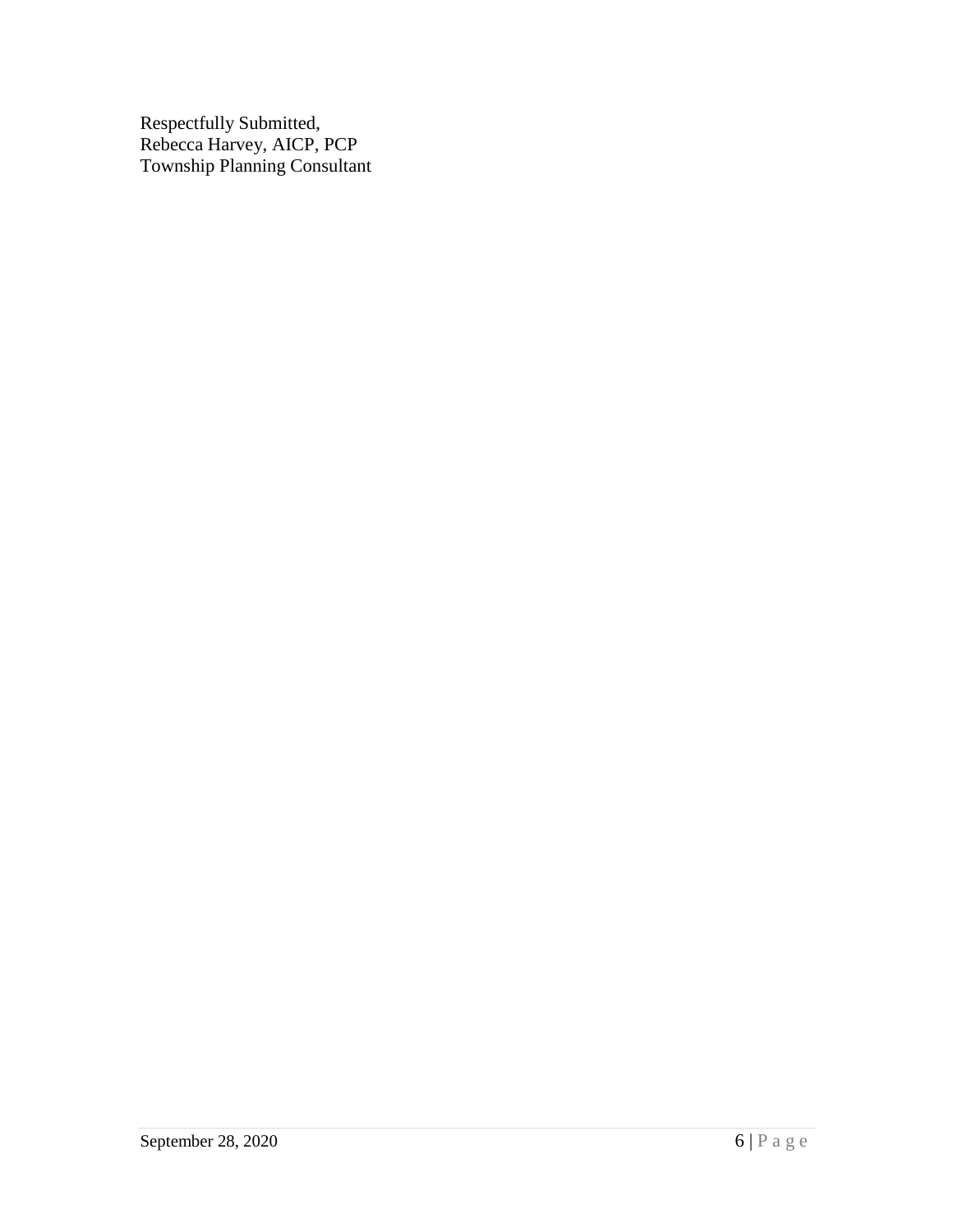Respectfully Submitted,
Rebecca Harvey, AICP, PCP
Township Planning Consultant